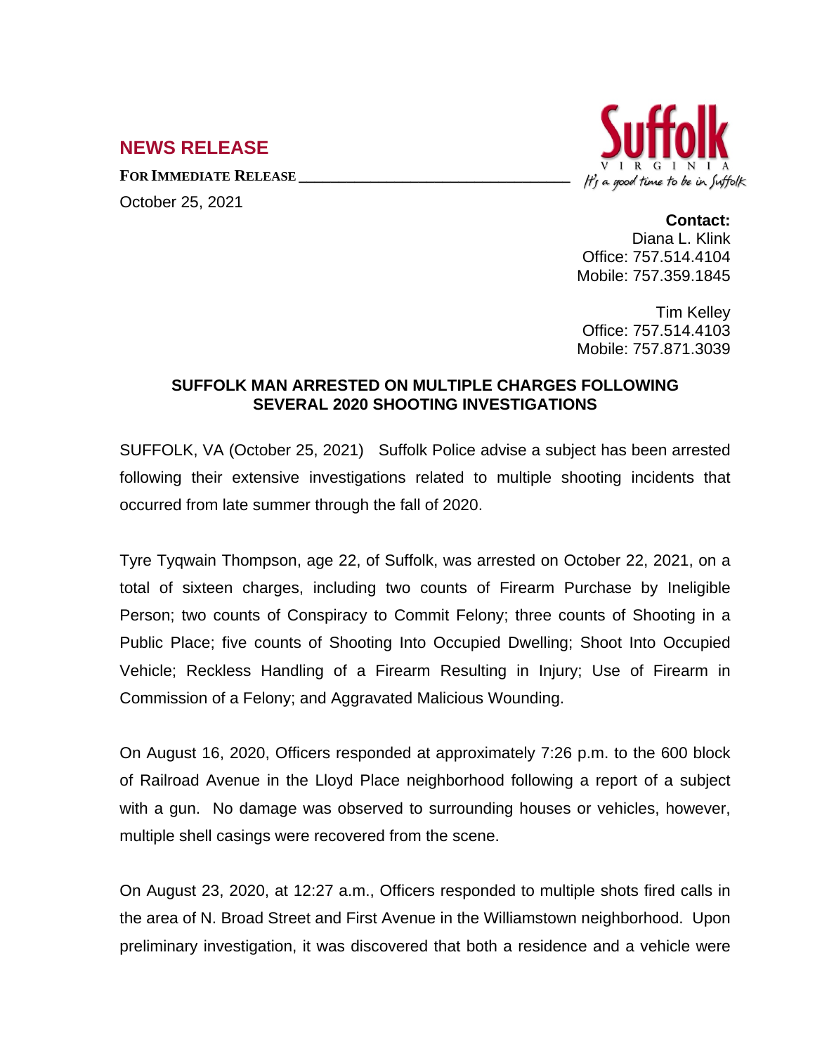## NEWS RELEASE

**FOR IMMEDIATE RELEASE**

October 25, 2021

Suffolk VIRGINIA *It's a good time to be in Suffolk*

**Contact:**
Diana L. Klink
Office: 757.514.4104
Mobile: 757.359.1845

Tim Kelley
Office: 757.514.4103
Mobile: 757.871.3039

### SUFFOLK MAN ARRESTED ON MULTIPLE CHARGES FOLLOWING SEVERAL 2020 SHOOTING INVESTIGATIONS

SUFFOLK, VA (October 25, 2021) Suffolk Police advise a subject has been arrested following their extensive investigations related to multiple shooting incidents that occurred from late summer through the fall of 2020.

Tyre Tyqwain Thompson, age 22, of Suffolk, was arrested on October 22, 2021, on a total of sixteen charges, including two counts of Firearm Purchase by Ineligible Person; two counts of Conspiracy to Commit Felony; three counts of Shooting in a Public Place; five counts of Shooting Into Occupied Dwelling; Shoot Into Occupied Vehicle; Reckless Handling of a Firearm Resulting in Injury; Use of Firearm in Commission of a Felony; and Aggravated Malicious Wounding.

On August 16, 2020, Officers responded at approximately 7:26 p.m. to the 600 block of Railroad Avenue in the Lloyd Place neighborhood following a report of a subject with a gun. No damage was observed to surrounding houses or vehicles, however, multiple shell casings were recovered from the scene.

On August 23, 2020, at 12:27 a.m., Officers responded to multiple shots fired calls in the area of N. Broad Street and First Avenue in the Williamstown neighborhood. Upon preliminary investigation, it was discovered that both a residence and a vehicle were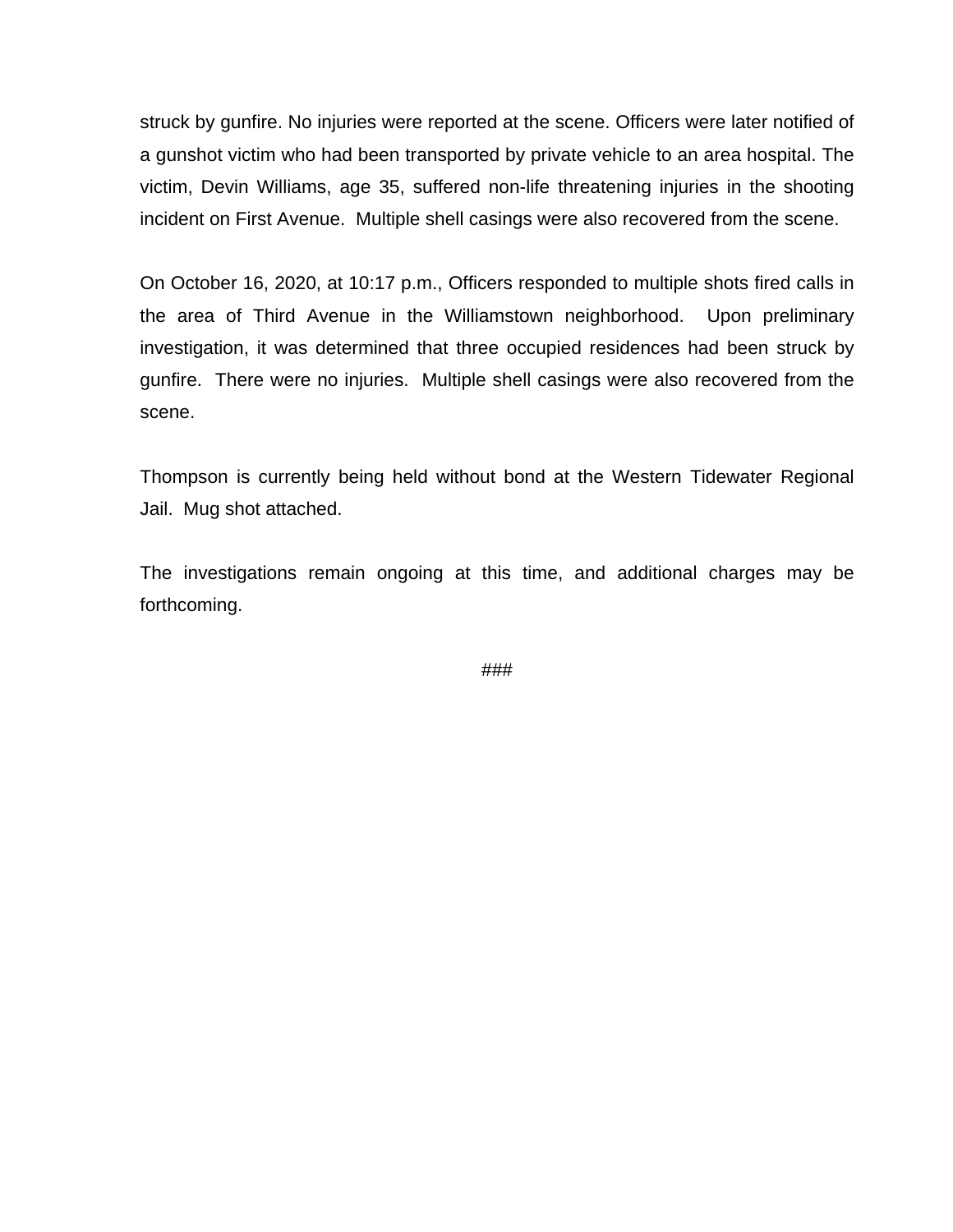struck by gunfire. No injuries were reported at the scene. Officers were later notified of a gunshot victim who had been transported by private vehicle to an area hospital. The victim, Devin Williams, age 35, suffered non-life threatening injuries in the shooting incident on First Avenue. Multiple shell casings were also recovered from the scene.

On October 16, 2020, at 10:17 p.m., Officers responded to multiple shots fired calls in the area of Third Avenue in the Williamstown neighborhood. Upon preliminary investigation, it was determined that three occupied residences had been struck by gunfire. There were no injuries. Multiple shell casings were also recovered from the scene.

Thompson is currently being held without bond at the Western Tidewater Regional Jail. Mug shot attached.

The investigations remain ongoing at this time, and additional charges may be forthcoming.

###